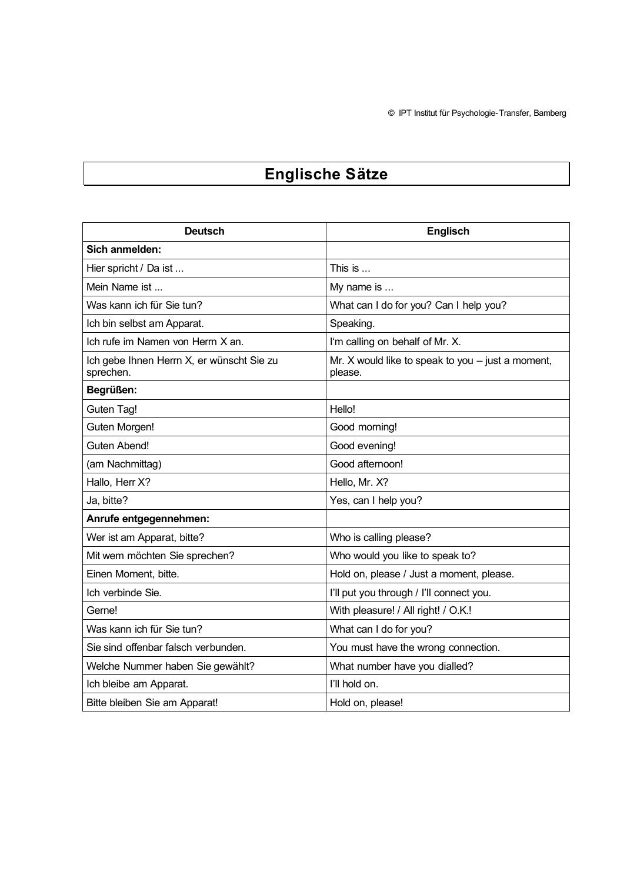© IPT Institut für Psychologie-Transfer, Bamberg

# Englische Sätze

| Deutsch | Englisch |
|---|---|
| **Sich anmelden:** | |
| Hier spricht / Da ist ... | This is ... |
| Mein Name ist ... | My name is ... |
| Was kann ich für Sie tun? | What can I do for you? Can I help you? |
| Ich bin selbst am Apparat. | Speaking. |
| Ich rufe im Namen von Herrn X an. | I'm calling on behalf of Mr. X. |
| Ich gebe Ihnen Herrn X, er wünscht Sie zu sprechen. | Mr. X would like to speak to you – just a moment, please. |
| **Begrüßen:** | |
| Guten Tag! | Hello! |
| Guten Morgen! | Good morning! |
| Guten Abend! | Good evening! |
| (am Nachmittag) | Good afternoon! |
| Hallo, Herr X? | Hello, Mr. X? |
| Ja, bitte? | Yes, can I help you? |
| **Anrufe entgegennehmen:** | |
| Wer ist am Apparat, bitte? | Who is calling please? |
| Mit wem möchten Sie sprechen? | Who would you like to speak to? |
| Einen Moment, bitte. | Hold on, please / Just a moment, please. |
| Ich verbinde Sie. | I'll put you through / I'll connect you. |
| Gerne! | With pleasure! / All right! / O.K.! |
| Was kann ich für Sie tun? | What can I do for you? |
| Sie sind offenbar falsch verbunden. | You must have the wrong connection. |
| Welche Nummer haben Sie gewählt? | What number have you dialled? |
| Ich bleibe am Apparat. | I'll hold on. |
| Bitte bleiben Sie am Apparat! | Hold on, please! |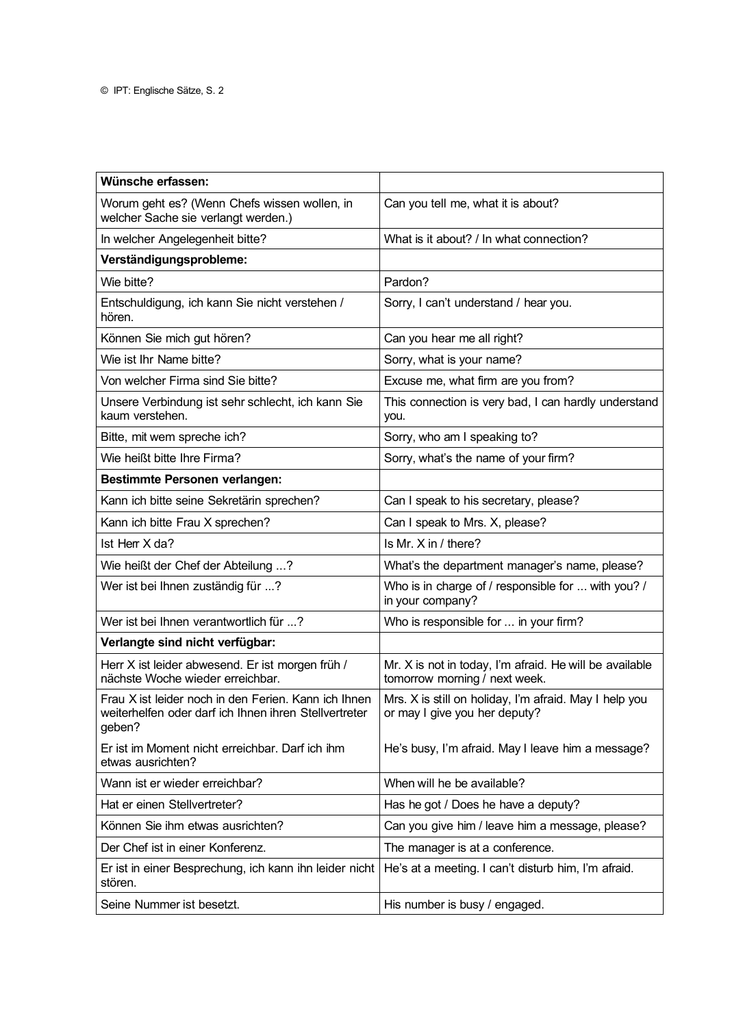| Wünsche erfassen: | |
|---|---|
| Worum geht es? (Wenn Chefs wissen wollen, in welcher Sache sie verlangt werden.) | Can you tell me, what it is about? |
| In welcher Angelegenheit bitte? | What is it about? / In what connection? |
| **Verständigungsprobleme:** | |
| Wie bitte? | Pardon? |
| Entschuldigung, ich kann Sie nicht verstehen / hören. | Sorry, I can't understand / hear you. |
| Können Sie mich gut hören? | Can you hear me all right? |
| Wie ist Ihr Name bitte? | Sorry, what is your name? |
| Von welcher Firma sind Sie bitte? | Excuse me, what firm are you from? |
| Unsere Verbindung ist sehr schlecht, ich kann Sie kaum verstehen. | This connection is very bad, I can hardly understand you. |
| Bitte, mit wem spreche ich? | Sorry, who am I speaking to? |
| Wie heißt bitte Ihre Firma? | Sorry, what's the name of your firm? |
| **Bestimmte Personen verlangen:** | |
| Kann ich bitte seine Sekretärin sprechen? | Can I speak to his secretary, please? |
| Kann ich bitte Frau X sprechen? | Can I speak to Mrs. X, please? |
| Ist Herr X da? | Is Mr. X in / there? |
| Wie heißt der Chef der Abteilung ...? | What's the department manager's name, please? |
| Wer ist bei Ihnen zuständig für ...? | Who is in charge of / responsible for ... with you? / in your company? |
| Wer ist bei Ihnen verantwortlich für ...? | Who is responsible for ... in your firm? |
| **Verlangte sind nicht verfügbar:** | |
| Herr X ist leider abwesend. Er ist morgen früh / nächste Woche wieder erreichbar. | Mr. X is not in today, I'm afraid. He will be available tomorrow morning / next week. |
| Frau X ist leider noch in den Ferien. Kann ich Ihnen weiterhelfen oder darf ich Ihnen ihren Stellvertreter geben? | Mrs. X is still on holiday, I'm afraid. May I help you or may I give you her deputy? |
| Er ist im Moment nicht erreichbar. Darf ich ihm etwas ausrichten? | He's busy, I'm afraid. May I leave him a message? |
| Wann ist er wieder erreichbar? | When will he be available? |
| Hat er einen Stellvertreter? | Has he got / Does he have a deputy? |
| Können Sie ihm etwas ausrichten? | Can you give him / leave him a message, please? |
| Der Chef ist in einer Konferenz. | The manager is at a conference. |
| Er ist in einer Besprechung, ich kann ihn leider nicht stören. | He's at a meeting. I can't disturb him, I'm afraid. |
| Seine Nummer ist besetzt. | His number is busy / engaged. |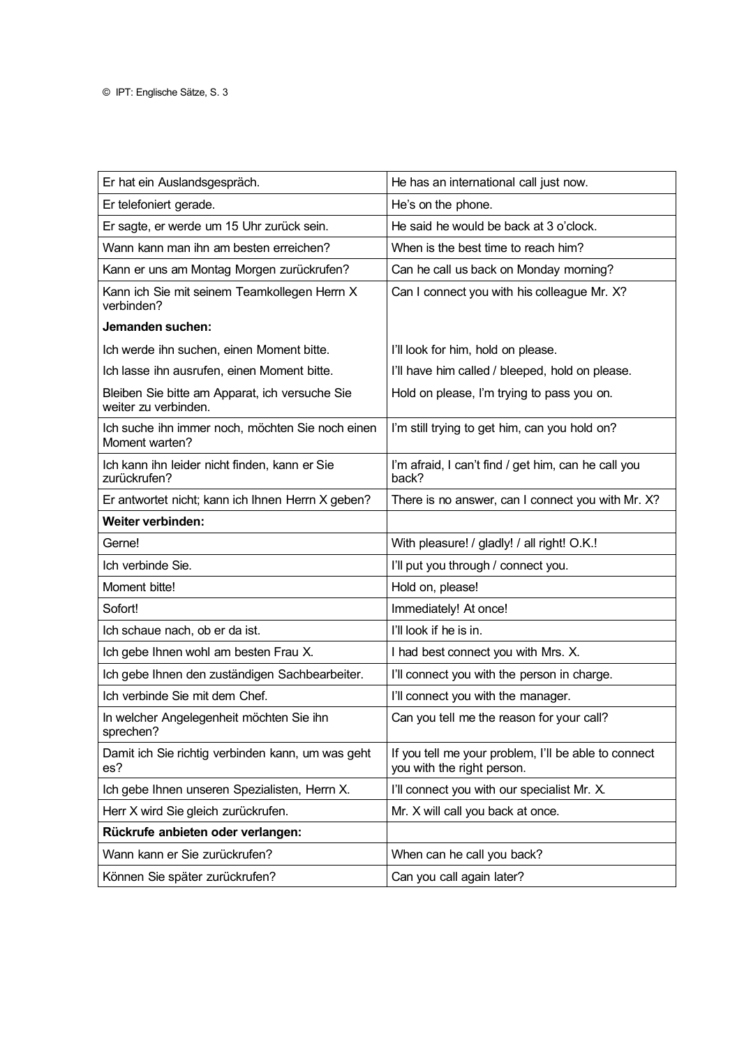| | |
|---|---|
| Er hat ein Auslandsgespräch. | He has an international call just now. |
| Er telefoniert gerade. | He's on the phone. |
| Er sagte, er werde um 15 Uhr zurück sein. | He said he would be back at 3 o'clock. |
| Wann kann man ihn am besten erreichen? | When is the best time to reach him? |
| Kann er uns am Montag Morgen zurückrufen? | Can he call us back on Monday morning? |
| Kann ich Sie mit seinem Teamkollegen Herrn X verbinden? | Can I connect you with his colleague Mr. X? |
| **Jemanden suchen:** | |
| Ich werde ihn suchen, einen Moment bitte. | I'll look for him, hold on please. |
| Ich lasse ihn ausrufen, einen Moment bitte. | I'll have him called / bleeped, hold on please. |
| Bleiben Sie bitte am Apparat, ich versuche Sie weiter zu verbinden. | Hold on please, I'm trying to pass you on. |
| Ich suche ihn immer noch, möchten Sie noch einen Moment warten? | I'm still trying to get him, can you hold on? |
| Ich kann ihn leider nicht finden, kann er Sie zurückrufen? | I'm afraid, I can't find / get him, can he call you back? |
| Er antwortet nicht; kann ich Ihnen Herrn X geben? | There is no answer, can I connect you with Mr. X? |
| **Weiter verbinden:** | |
| Gerne! | With pleasure! / gladly! / all right! O.K.! |
| Ich verbinde Sie. | I'll put you through / connect you. |
| Moment bitte! | Hold on, please! |
| Sofort! | Immediately! At once! |
| Ich schaue nach, ob er da ist. | I'll look if he is in. |
| Ich gebe Ihnen wohl am besten Frau X. | I had best connect you with Mrs. X. |
| Ich gebe Ihnen den zuständigen Sachbearbeiter. | I'll connect you with the person in charge. |
| Ich verbinde Sie mit dem Chef. | I'll connect you with the manager. |
| In welcher Angelegenheit möchten Sie ihn sprechen? | Can you tell me the reason for your call? |
| Damit ich Sie richtig verbinden kann, um was geht es? | If you tell me your problem, I'll be able to connect you with the right person. |
| Ich gebe Ihnen unseren Spezialisten, Herrn X. | I'll connect you with our specialist Mr. X. |
| Herr X wird Sie gleich zurückrufen. | Mr. X will call you back at once. |
| **Rückrufe anbieten oder verlangen:** | |
| Wann kann er Sie zurückrufen? | When can he call you back? |
| Können Sie später zurückrufen? | Can you call again later? |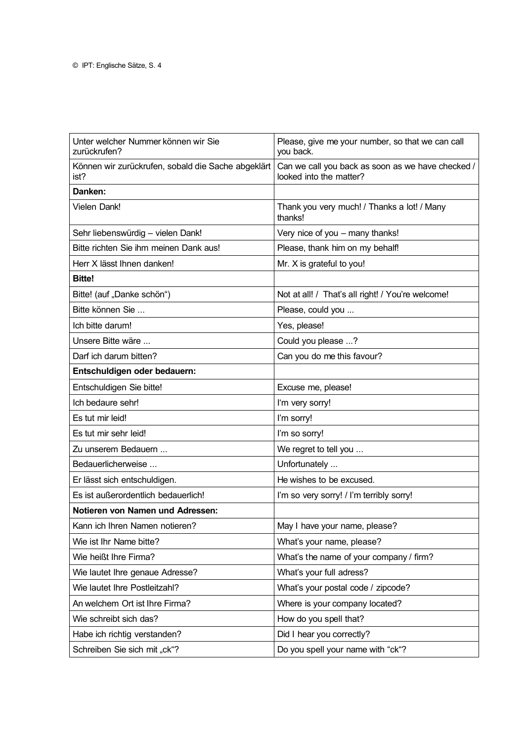| Unter welcher Nummer können wir Sie zurückrufen? | Please, give me your number, so that we can call you back. |
| --- | --- |
| Können wir zurückrufen, sobald die Sache abgeklärt ist? | Can we call you back as soon as we have checked / looked into the matter? |
| **Danken:** | |
| Vielen Dank! | Thank you very much! / Thanks a lot! / Many thanks! |
| Sehr liebenswürdig – vielen Dank! | Very nice of you – many thanks! |
| Bitte richten Sie ihm meinen Dank aus! | Please, thank him on my behalf! |
| Herr X lässt Ihnen danken! | Mr. X is grateful to you! |
| **Bitte!** | |
| Bitte! (auf „Danke schön“) | Not at all! / That's all right! / You're welcome! |
| Bitte können Sie ... | Please, could you ... |
| Ich bitte darum! | Yes, please! |
| Unsere Bitte wäre ... | Could you please ...? |
| Darf ich darum bitten? | Can you do me this favour? |
| **Entschuldigen oder bedauern:** | |
| Entschuldigen Sie bitte! | Excuse me, please! |
| Ich bedaure sehr! | I'm very sorry! |
| Es tut mir leid! | I'm sorry! |
| Es tut mir sehr leid! | I'm so sorry! |
| Zu unserem Bedauern ... | We regret to tell you ... |
| Bedauerlicherweise ... | Unfortunately ... |
| Er lässt sich entschuldigen. | He wishes to be excused. |
| Es ist außerordentlich bedauerlich! | I'm so very sorry! / I'm terribly sorry! |
| **Notieren von Namen und Adressen:** | |
| Kann ich Ihren Namen notieren? | May I have your name, please? |
| Wie ist Ihr Name bitte? | What's your name, please? |
| Wie heißt Ihre Firma? | What's the name of your company / firm? |
| Wie lautet Ihre genaue Adresse? | What's your full adress? |
| Wie lautet Ihre Postleitzahl? | What's your postal code / zipcode? |
| An welchem Ort ist Ihre Firma? | Where is your company located? |
| Wie schreibt sich das? | How do you spell that? |
| Habe ich richtig verstanden? | Did I hear you correctly? |
| Schreiben Sie sich mit „ck“? | Do you spell your name with “ck”? |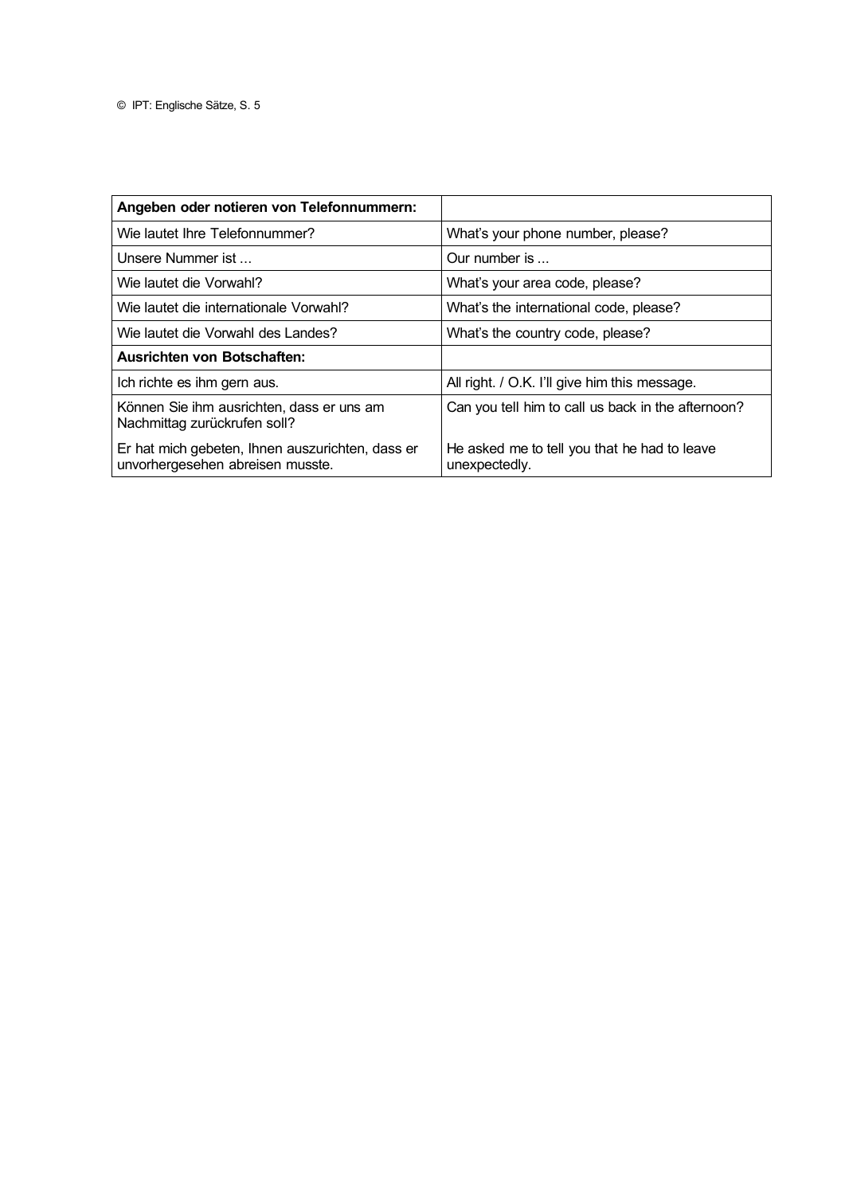| | |
|---|---|
| **Angeben oder notieren von Telefonnummern:** | |
| Wie lautet Ihre Telefonnummer? | What's your phone number, please? |
| Unsere Nummer ist ... | Our number is ... |
| Wie lautet die Vorwahl? | What's your area code, please? |
| Wie lautet die internationale Vorwahl? | What's the international code, please? |
| Wie lautet die Vorwahl des Landes? | What's the country code, please? |
| **Ausrichten von Botschaften:** | |
| Ich richte es ihm gern aus. | All right. / O.K. I'll give him this message. |
| Können Sie ihm ausrichten, dass er uns am Nachmittag zurückrufen soll? | Can you tell him to call us back in the afternoon? |
| Er hat mich gebeten, Ihnen auszurichten, dass er unvorhergesehen abreisen musste. | He asked me to tell you that he had to leave unexpectedly. |